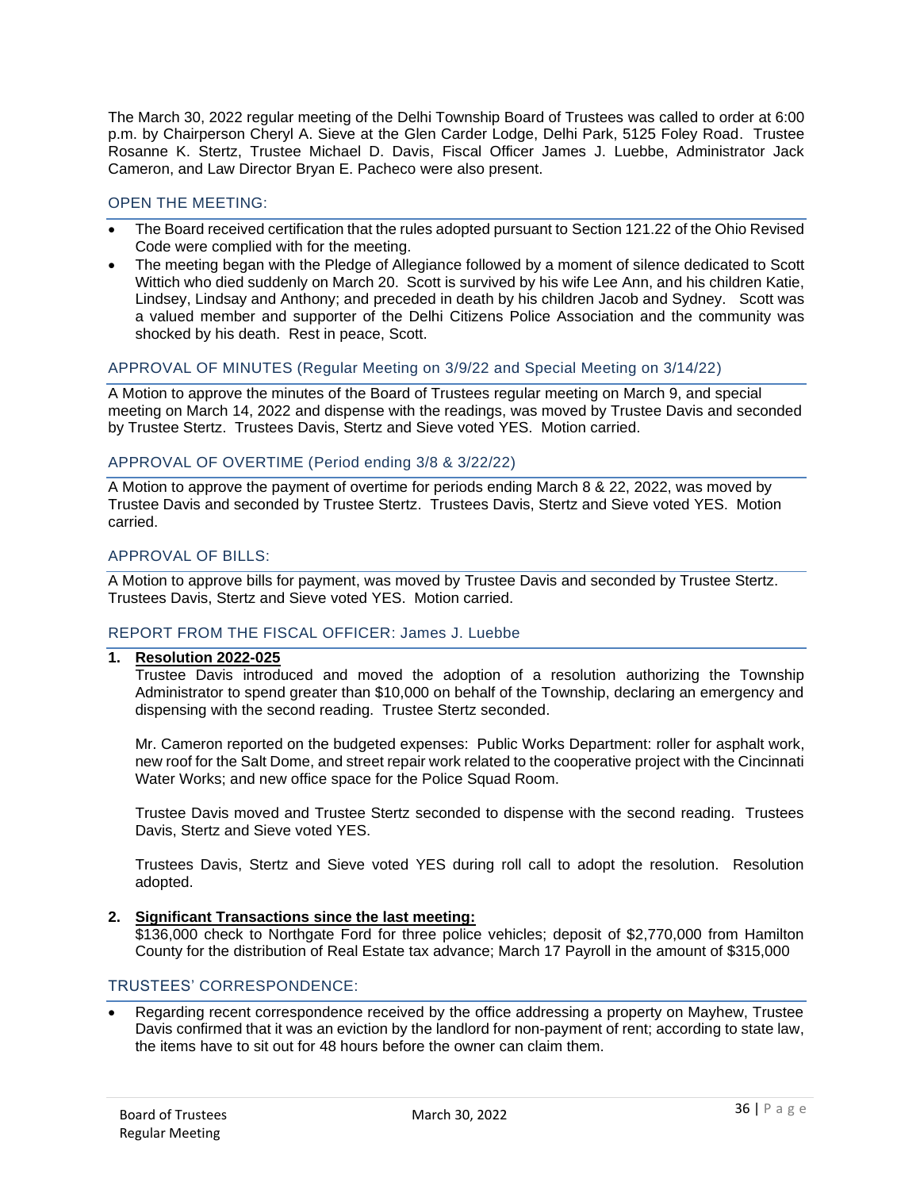The March 30, 2022 regular meeting of the Delhi Township Board of Trustees was called to order at 6:00 p.m. by Chairperson Cheryl A. Sieve at the Glen Carder Lodge, Delhi Park, 5125 Foley Road. Trustee Rosanne K. Stertz, Trustee Michael D. Davis, Fiscal Officer James J. Luebbe, Administrator Jack Cameron, and Law Director Bryan E. Pacheco were also present.

## OPEN THE MEETING:

- The Board received certification that the rules adopted pursuant to Section 121.22 of the Ohio Revised Code were complied with for the meeting.
- The meeting began with the Pledge of Allegiance followed by a moment of silence dedicated to Scott Wittich who died suddenly on March 20. Scott is survived by his wife Lee Ann, and his children Katie, Lindsey, Lindsay and Anthony; and preceded in death by his children Jacob and Sydney. Scott was a valued member and supporter of the Delhi Citizens Police Association and the community was shocked by his death. Rest in peace, Scott.

## APPROVAL OF MINUTES (Regular Meeting on 3/9/22 and Special Meeting on 3/14/22)

A Motion to approve the minutes of the Board of Trustees regular meeting on March 9, and special meeting on March 14, 2022 and dispense with the readings, was moved by Trustee Davis and seconded by Trustee Stertz. Trustees Davis, Stertz and Sieve voted YES. Motion carried.

## APPROVAL OF OVERTIME (Period ending 3/8 & 3/22/22)

A Motion to approve the payment of overtime for periods ending March 8 & 22, 2022, was moved by Trustee Davis and seconded by Trustee Stertz. Trustees Davis, Stertz and Sieve voted YES. Motion carried.

## APPROVAL OF BILLS:

A Motion to approve bills for payment, was moved by Trustee Davis and seconded by Trustee Stertz. Trustees Davis, Stertz and Sieve voted YES. Motion carried.

## REPORT FROM THE FISCAL OFFICER: James J. Luebbe

1. **Resolution 2022-025**

   Trustee Davis introduced and moved the adoption of a resolution authorizing the Township Administrator to spend greater than $10,000 on behalf of the Township, declaring an emergency and dispensing with the second reading. Trustee Stertz seconded.

   Mr. Cameron reported on the budgeted expenses: Public Works Department: roller for asphalt work, new roof for the Salt Dome, and street repair work related to the cooperative project with the Cincinnati Water Works; and new office space for the Police Squad Room.

   Trustee Davis moved and Trustee Stertz seconded to dispense with the second reading. Trustees Davis, Stertz and Sieve voted YES.

   Trustees Davis, Stertz and Sieve voted YES during roll call to adopt the resolution. Resolution adopted.

2. **Significant Transactions since the last meeting:**

   $136,000 check to Northgate Ford for three police vehicles; deposit of $2,770,000 from Hamilton County for the distribution of Real Estate tax advance; March 17 Payroll in the amount of $315,000

## TRUSTEES' CORRESPONDENCE:

- Regarding recent correspondence received by the office addressing a property on Mayhew, Trustee Davis confirmed that it was an eviction by the landlord for non-payment of rent; according to state law, the items have to sit out for 48 hours before the owner can claim them.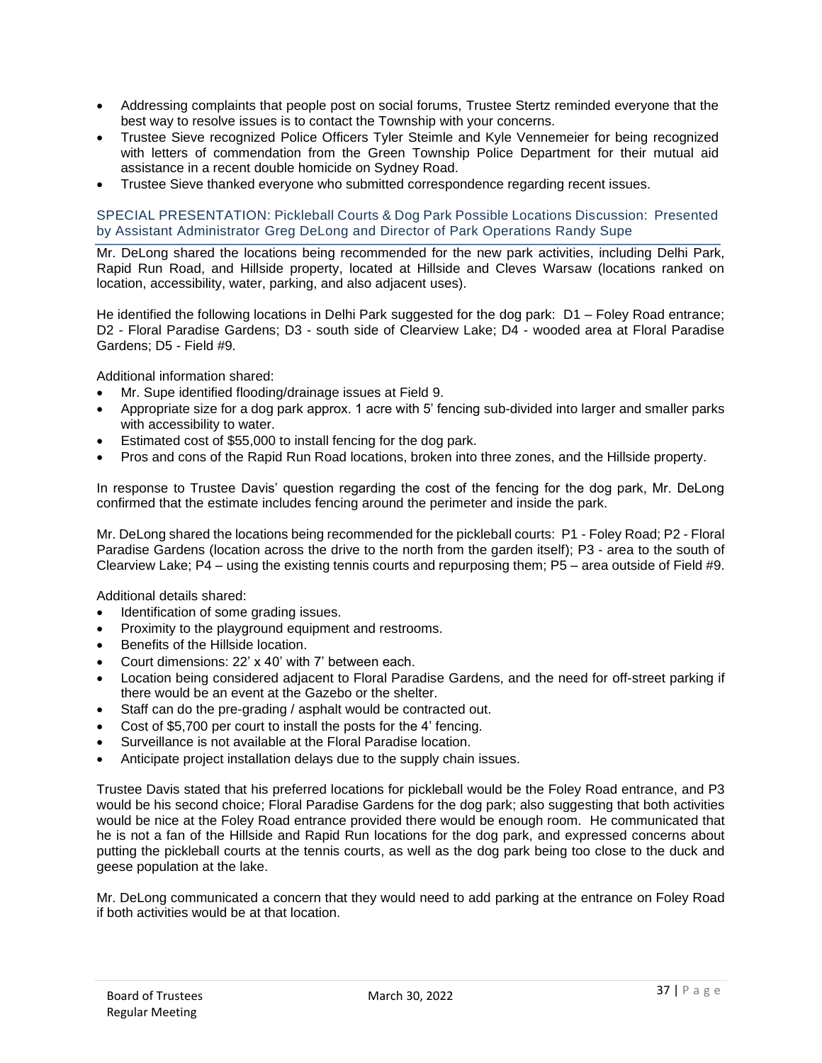- Addressing complaints that people post on social forums, Trustee Stertz reminded everyone that the best way to resolve issues is to contact the Township with your concerns.
- Trustee Sieve recognized Police Officers Tyler Steimle and Kyle Vennemeier for being recognized with letters of commendation from the Green Township Police Department for their mutual aid assistance in a recent double homicide on Sydney Road.
- Trustee Sieve thanked everyone who submitted correspondence regarding recent issues.

## SPECIAL PRESENTATION: Pickleball Courts & Dog Park Possible Locations Discussion: Presented by Assistant Administrator Greg DeLong and Director of Park Operations Randy Supe

Mr. DeLong shared the locations being recommended for the new park activities, including Delhi Park, Rapid Run Road, and Hillside property, located at Hillside and Cleves Warsaw (locations ranked on location, accessibility, water, parking, and also adjacent uses).

He identified the following locations in Delhi Park suggested for the dog park: D1 – Foley Road entrance; D2 - Floral Paradise Gardens; D3 - south side of Clearview Lake; D4 - wooded area at Floral Paradise Gardens; D5 - Field #9.

Additional information shared:

- Mr. Supe identified flooding/drainage issues at Field 9.
- Appropriate size for a dog park approx. 1 acre with 5' fencing sub-divided into larger and smaller parks with accessibility to water.
- Estimated cost of $55,000 to install fencing for the dog park.
- Pros and cons of the Rapid Run Road locations, broken into three zones, and the Hillside property.

In response to Trustee Davis' question regarding the cost of the fencing for the dog park, Mr. DeLong confirmed that the estimate includes fencing around the perimeter and inside the park.

Mr. DeLong shared the locations being recommended for the pickleball courts: P1 - Foley Road; P2 - Floral Paradise Gardens (location across the drive to the north from the garden itself); P3 - area to the south of Clearview Lake; P4 – using the existing tennis courts and repurposing them; P5 – area outside of Field #9.

Additional details shared:

- Identification of some grading issues.
- Proximity to the playground equipment and restrooms.
- Benefits of the Hillside location.
- Court dimensions: 22' x 40' with 7' between each.
- Location being considered adjacent to Floral Paradise Gardens, and the need for off-street parking if there would be an event at the Gazebo or the shelter.
- Staff can do the pre-grading / asphalt would be contracted out.
- Cost of $5,700 per court to install the posts for the 4' fencing.
- Surveillance is not available at the Floral Paradise location.
- Anticipate project installation delays due to the supply chain issues.

Trustee Davis stated that his preferred locations for pickleball would be the Foley Road entrance, and P3 would be his second choice; Floral Paradise Gardens for the dog park; also suggesting that both activities would be nice at the Foley Road entrance provided there would be enough room. He communicated that he is not a fan of the Hillside and Rapid Run locations for the dog park, and expressed concerns about putting the pickleball courts at the tennis courts, as well as the dog park being too close to the duck and geese population at the lake.

Mr. DeLong communicated a concern that they would need to add parking at the entrance on Foley Road if both activities would be at that location.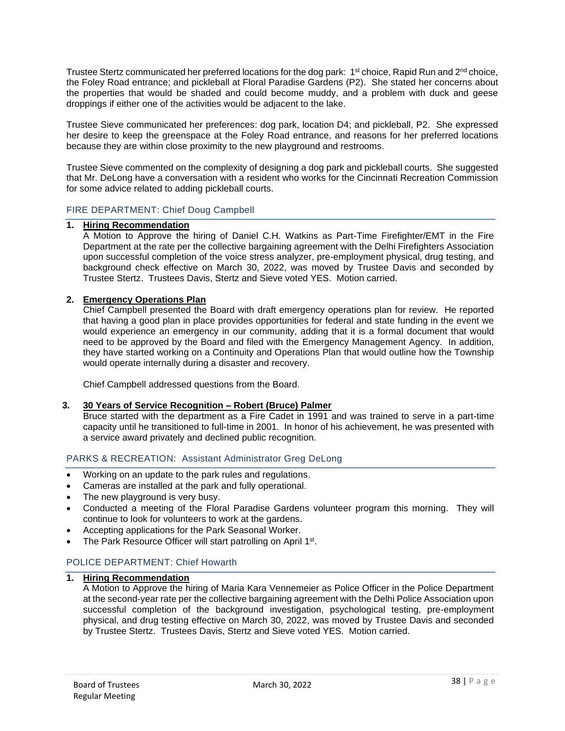Trustee Stertz communicated her preferred locations for the dog park: 1st choice, Rapid Run and 2nd choice, the Foley Road entrance; and pickleball at Floral Paradise Gardens (P2). She stated her concerns about the properties that would be shaded and could become muddy, and a problem with duck and geese droppings if either one of the activities would be adjacent to the lake.

Trustee Sieve communicated her preferences: dog park, location D4; and pickleball, P2. She expressed her desire to keep the greenspace at the Foley Road entrance, and reasons for her preferred locations because they are within close proximity to the new playground and restrooms.

Trustee Sieve commented on the complexity of designing a dog park and pickleball courts. She suggested that Mr. DeLong have a conversation with a resident who works for the Cincinnati Recreation Commission for some advice related to adding pickleball courts.

## FIRE DEPARTMENT: Chief Doug Campbell

1. **Hiring Recommendation**
   A Motion to Approve the hiring of Daniel C.H. Watkins as Part-Time Firefighter/EMT in the Fire Department at the rate per the collective bargaining agreement with the Delhi Firefighters Association upon successful completion of the voice stress analyzer, pre-employment physical, drug testing, and background check effective on March 30, 2022, was moved by Trustee Davis and seconded by Trustee Stertz. Trustees Davis, Stertz and Sieve voted YES. Motion carried.

2. **Emergency Operations Plan**
   Chief Campbell presented the Board with draft emergency operations plan for review. He reported that having a good plan in place provides opportunities for federal and state funding in the event we would experience an emergency in our community, adding that it is a formal document that would need to be approved by the Board and filed with the Emergency Management Agency. In addition, they have started working on a Continuity and Operations Plan that would outline how the Township would operate internally during a disaster and recovery.

   Chief Campbell addressed questions from the Board.

3. **30 Years of Service Recognition – Robert (Bruce) Palmer**
   Bruce started with the department as a Fire Cadet in 1991 and was trained to serve in a part-time capacity until he transitioned to full-time in 2001. In honor of his achievement, he was presented with a service award privately and declined public recognition.

## PARKS & RECREATION: Assistant Administrator Greg DeLong

- Working on an update to the park rules and regulations.
- Cameras are installed at the park and fully operational.
- The new playground is very busy.
- Conducted a meeting of the Floral Paradise Gardens volunteer program this morning. They will continue to look for volunteers to work at the gardens.
- Accepting applications for the Park Seasonal Worker.
- The Park Resource Officer will start patrolling on April 1st.

## POLICE DEPARTMENT: Chief Howarth

1. **Hiring Recommendation**
   A Motion to Approve the hiring of Maria Kara Vennemeier as Police Officer in the Police Department at the second-year rate per the collective bargaining agreement with the Delhi Police Association upon successful completion of the background investigation, psychological testing, pre-employment physical, and drug testing effective on March 30, 2022, was moved by Trustee Davis and seconded by Trustee Stertz. Trustees Davis, Stertz and Sieve voted YES. Motion carried.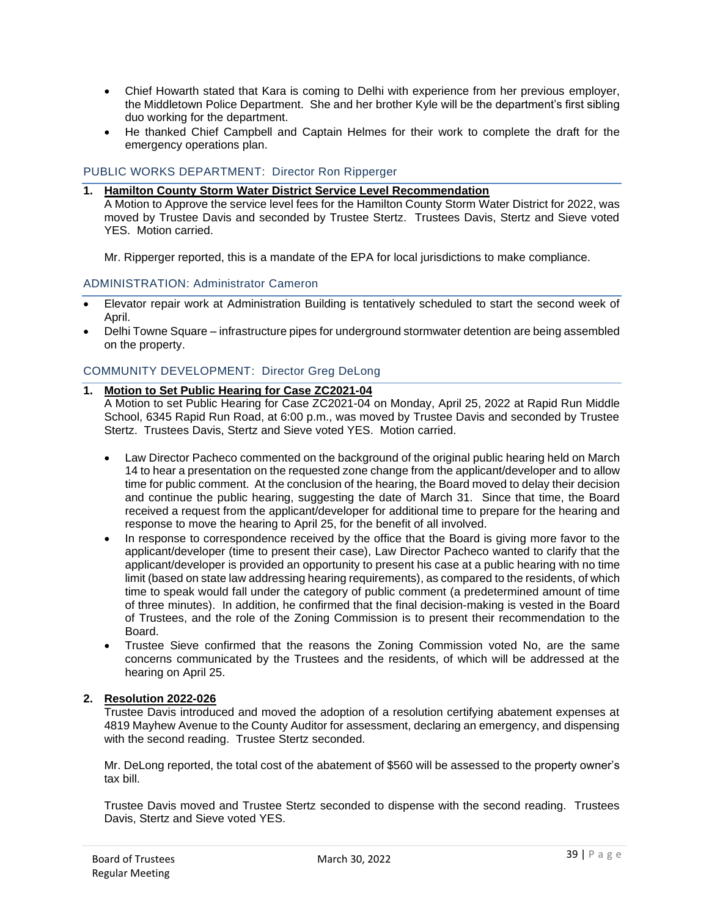- Chief Howarth stated that Kara is coming to Delhi with experience from her previous employer, the Middletown Police Department. She and her brother Kyle will be the department's first sibling duo working for the department.
- He thanked Chief Campbell and Captain Helmes for their work to complete the draft for the emergency operations plan.

## PUBLIC WORKS DEPARTMENT: Director Ron Ripperger

**1. Hamilton County Storm Water District Service Level Recommendation**

A Motion to Approve the service level fees for the Hamilton County Storm Water District for 2022, was moved by Trustee Davis and seconded by Trustee Stertz. Trustees Davis, Stertz and Sieve voted YES. Motion carried.

Mr. Ripperger reported, this is a mandate of the EPA for local jurisdictions to make compliance.

## ADMINISTRATION: Administrator Cameron

- Elevator repair work at Administration Building is tentatively scheduled to start the second week of April.
- Delhi Towne Square – infrastructure pipes for underground stormwater detention are being assembled on the property.

## COMMUNITY DEVELOPMENT: Director Greg DeLong

**1. Motion to Set Public Hearing for Case ZC2021-04**

A Motion to set Public Hearing for Case ZC2021-04 on Monday, April 25, 2022 at Rapid Run Middle School, 6345 Rapid Run Road, at 6:00 p.m., was moved by Trustee Davis and seconded by Trustee Stertz. Trustees Davis, Stertz and Sieve voted YES. Motion carried.

- Law Director Pacheco commented on the background of the original public hearing held on March 14 to hear a presentation on the requested zone change from the applicant/developer and to allow time for public comment. At the conclusion of the hearing, the Board moved to delay their decision and continue the public hearing, suggesting the date of March 31. Since that time, the Board received a request from the applicant/developer for additional time to prepare for the hearing and response to move the hearing to April 25, for the benefit of all involved.
- In response to correspondence received by the office that the Board is giving more favor to the applicant/developer (time to present their case), Law Director Pacheco wanted to clarify that the applicant/developer is provided an opportunity to present his case at a public hearing with no time limit (based on state law addressing hearing requirements), as compared to the residents, of which time to speak would fall under the category of public comment (a predetermined amount of time of three minutes). In addition, he confirmed that the final decision-making is vested in the Board of Trustees, and the role of the Zoning Commission is to present their recommendation to the Board.
- Trustee Sieve confirmed that the reasons the Zoning Commission voted No, are the same concerns communicated by the Trustees and the residents, of which will be addressed at the hearing on April 25.

**2. Resolution 2022-026**

Trustee Davis introduced and moved the adoption of a resolution certifying abatement expenses at 4819 Mayhew Avenue to the County Auditor for assessment, declaring an emergency, and dispensing with the second reading. Trustee Stertz seconded.

Mr. DeLong reported, the total cost of the abatement of $560 will be assessed to the property owner's tax bill.

Trustee Davis moved and Trustee Stertz seconded to dispense with the second reading. Trustees Davis, Stertz and Sieve voted YES.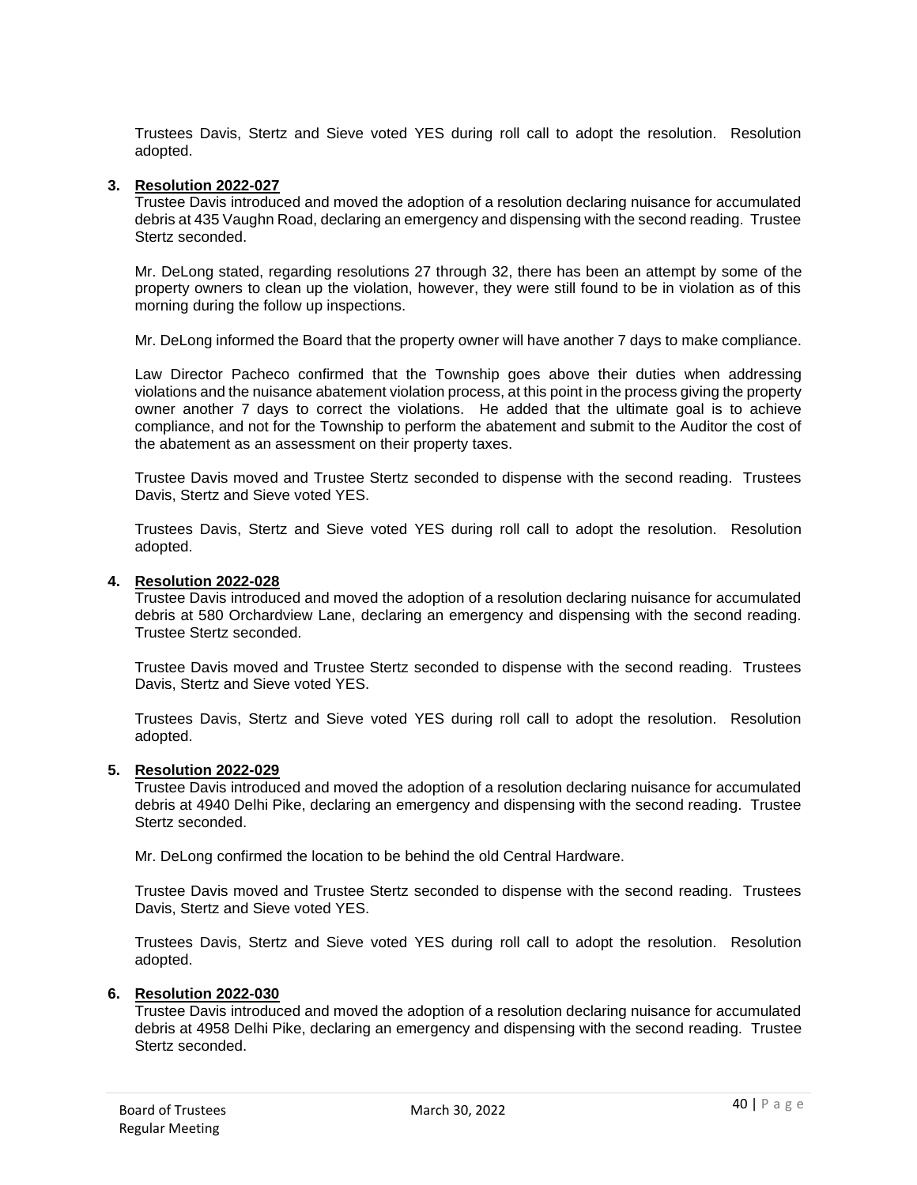Trustees Davis, Stertz and Sieve voted YES during roll call to adopt the resolution. Resolution adopted.

3. **Resolution 2022-027**
   Trustee Davis introduced and moved the adoption of a resolution declaring nuisance for accumulated debris at 435 Vaughn Road, declaring an emergency and dispensing with the second reading. Trustee Stertz seconded.

   Mr. DeLong stated, regarding resolutions 27 through 32, there has been an attempt by some of the property owners to clean up the violation, however, they were still found to be in violation as of this morning during the follow up inspections.

   Mr. DeLong informed the Board that the property owner will have another 7 days to make compliance.

   Law Director Pacheco confirmed that the Township goes above their duties when addressing violations and the nuisance abatement violation process, at this point in the process giving the property owner another 7 days to correct the violations. He added that the ultimate goal is to achieve compliance, and not for the Township to perform the abatement and submit to the Auditor the cost of the abatement as an assessment on their property taxes.

   Trustee Davis moved and Trustee Stertz seconded to dispense with the second reading. Trustees Davis, Stertz and Sieve voted YES.

   Trustees Davis, Stertz and Sieve voted YES during roll call to adopt the resolution. Resolution adopted.

4. **Resolution 2022-028**
   Trustee Davis introduced and moved the adoption of a resolution declaring nuisance for accumulated debris at 580 Orchardview Lane, declaring an emergency and dispensing with the second reading. Trustee Stertz seconded.

   Trustee Davis moved and Trustee Stertz seconded to dispense with the second reading. Trustees Davis, Stertz and Sieve voted YES.

   Trustees Davis, Stertz and Sieve voted YES during roll call to adopt the resolution. Resolution adopted.

5. **Resolution 2022-029**
   Trustee Davis introduced and moved the adoption of a resolution declaring nuisance for accumulated debris at 4940 Delhi Pike, declaring an emergency and dispensing with the second reading. Trustee Stertz seconded.

   Mr. DeLong confirmed the location to be behind the old Central Hardware.

   Trustee Davis moved and Trustee Stertz seconded to dispense with the second reading. Trustees Davis, Stertz and Sieve voted YES.

   Trustees Davis, Stertz and Sieve voted YES during roll call to adopt the resolution. Resolution adopted.

6. **Resolution 2022-030**
   Trustee Davis introduced and moved the adoption of a resolution declaring nuisance for accumulated debris at 4958 Delhi Pike, declaring an emergency and dispensing with the second reading. Trustee Stertz seconded.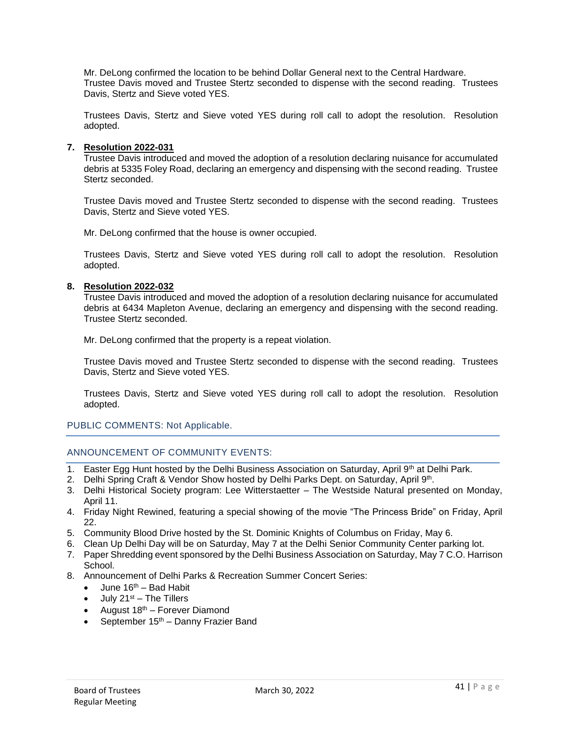Mr. DeLong confirmed the location to be behind Dollar General next to the Central Hardware. Trustee Davis moved and Trustee Stertz seconded to dispense with the second reading. Trustees Davis, Stertz and Sieve voted YES.

Trustees Davis, Stertz and Sieve voted YES during roll call to adopt the resolution. Resolution adopted.

7. **Resolution 2022-031**
   Trustee Davis introduced and moved the adoption of a resolution declaring nuisance for accumulated debris at 5335 Foley Road, declaring an emergency and dispensing with the second reading. Trustee Stertz seconded.

   Trustee Davis moved and Trustee Stertz seconded to dispense with the second reading. Trustees Davis, Stertz and Sieve voted YES.

   Mr. DeLong confirmed that the house is owner occupied.

   Trustees Davis, Stertz and Sieve voted YES during roll call to adopt the resolution. Resolution adopted.

8. **Resolution 2022-032**
   Trustee Davis introduced and moved the adoption of a resolution declaring nuisance for accumulated debris at 6434 Mapleton Avenue, declaring an emergency and dispensing with the second reading. Trustee Stertz seconded.

   Mr. DeLong confirmed that the property is a repeat violation.

   Trustee Davis moved and Trustee Stertz seconded to dispense with the second reading. Trustees Davis, Stertz and Sieve voted YES.

   Trustees Davis, Stertz and Sieve voted YES during roll call to adopt the resolution. Resolution adopted.

## PUBLIC COMMENTS: Not Applicable.

## ANNOUNCEMENT OF COMMUNITY EVENTS:

1. Easter Egg Hunt hosted by the Delhi Business Association on Saturday, April 9th at Delhi Park.
2. Delhi Spring Craft & Vendor Show hosted by Delhi Parks Dept. on Saturday, April 9th.
3. Delhi Historical Society program: Lee Witterstaetter – The Westside Natural presented on Monday, April 11.
4. Friday Night Rewined, featuring a special showing of the movie "The Princess Bride" on Friday, April 22.
5. Community Blood Drive hosted by the St. Dominic Knights of Columbus on Friday, May 6.
6. Clean Up Delhi Day will be on Saturday, May 7 at the Delhi Senior Community Center parking lot.
7. Paper Shredding event sponsored by the Delhi Business Association on Saturday, May 7 C.O. Harrison School.
8. Announcement of Delhi Parks & Recreation Summer Concert Series:
   - June 16th – Bad Habit
   - July 21st – The Tillers
   - August 18th – Forever Diamond
   - September 15th – Danny Frazier Band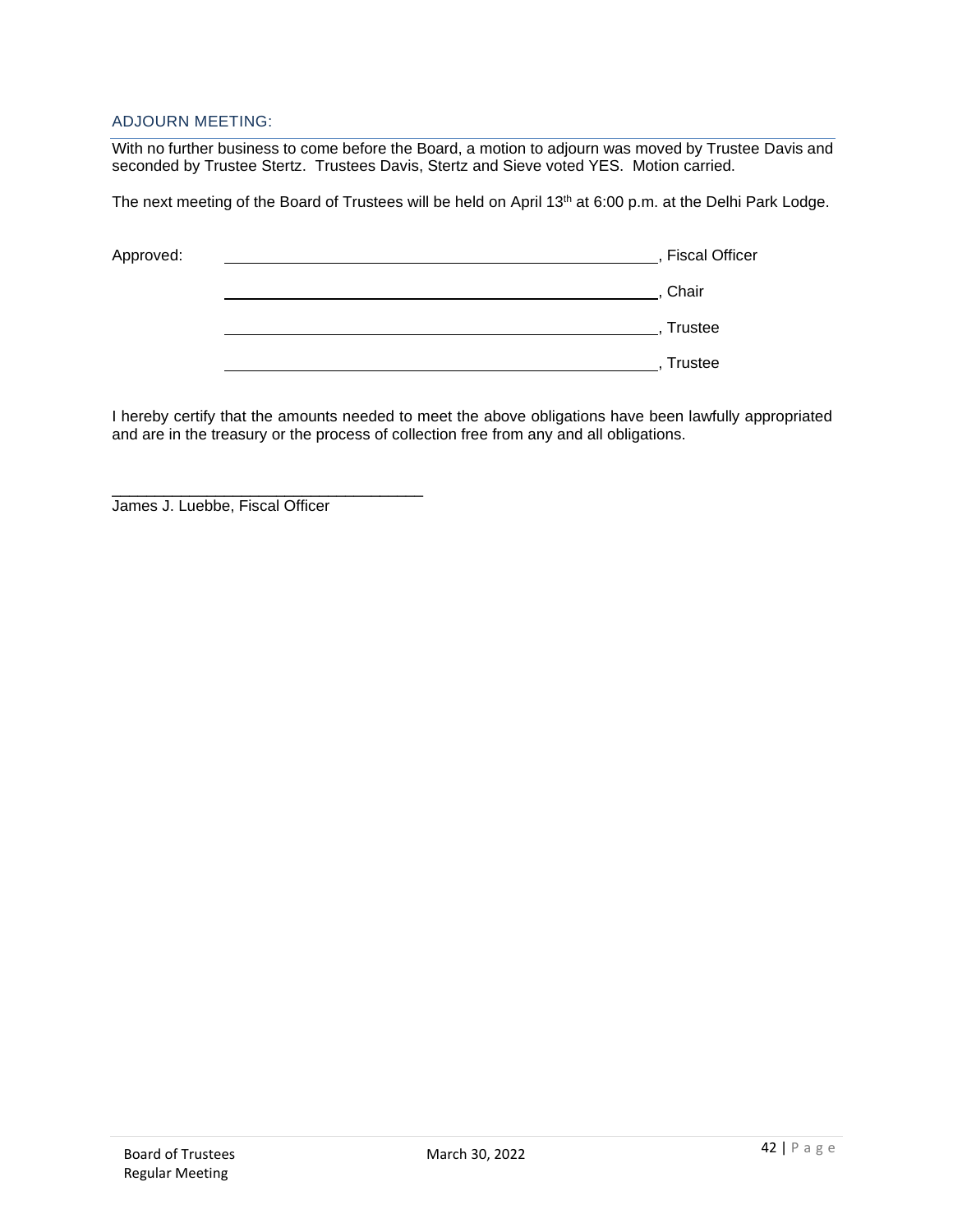## ADJOURN MEETING:

With no further business to come before the Board, a motion to adjourn was moved by Trustee Davis and seconded by Trustee Stertz. Trustees Davis, Stertz and Sieve voted YES. Motion carried.

The next meeting of the Board of Trustees will be held on April 13th at 6:00 p.m. at the Delhi Park Lodge.

Approved: ______________________________, Fiscal Officer

______________________________, Chair

______________________________, Trustee

______________________________, Trustee

I hereby certify that the amounts needed to meet the above obligations have been lawfully appropriated and are in the treasury or the process of collection free from any and all obligations.

______________________________
James J. Luebbe, Fiscal Officer